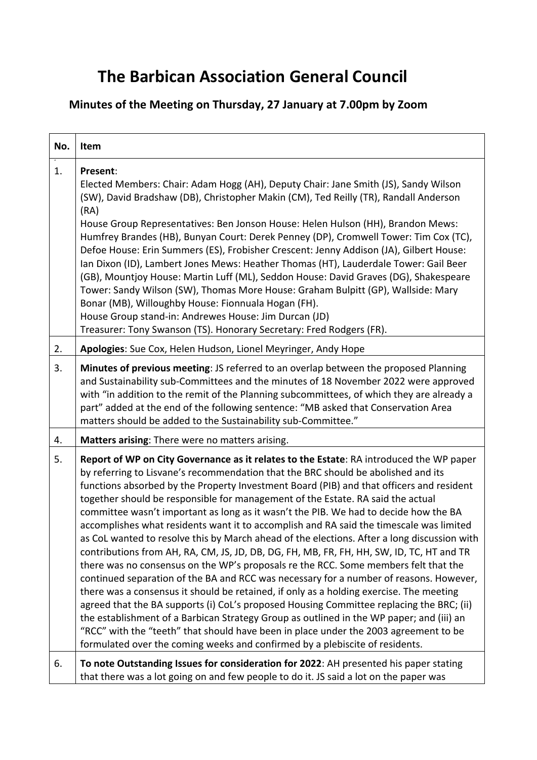# The Barbican Association General Council

## Minutes of the Meeting on Thursday, 27 January at 7.00pm by Zoom

| No. | Item |
|---|---|
| 1. | **Present**:<br>Elected Members: Chair: Adam Hogg (AH), Deputy Chair: Jane Smith (JS), Sandy Wilson (SW), David Bradshaw (DB), Christopher Makin (CM), Ted Reilly (TR), Randall Anderson (RA)<br>House Group Representatives: Ben Jonson House: Helen Hulson (HH), Brandon Mews: Humfrey Brandes (HB), Bunyan Court: Derek Penney (DP), Cromwell Tower: Tim Cox (TC), Defoe House: Erin Summers (ES), Frobisher Crescent: Jenny Addison (JA), Gilbert House: Ian Dixon (ID), Lambert Jones Mews: Heather Thomas (HT), Lauderdale Tower: Gail Beer (GB), Mountjoy House: Martin Luff (ML), Seddon House: David Graves (DG), Shakespeare Tower: Sandy Wilson (SW), Thomas More House: Graham Bulpitt (GP), Wallside: Mary Bonar (MB), Willoughby House: Fionnuala Hogan (FH).<br>House Group stand-in: Andrewes House: Jim Durcan (JD)<br>Treasurer: Tony Swanson (TS). Honorary Secretary: Fred Rodgers (FR). |
| 2. | **Apologies**: Sue Cox, Helen Hudson, Lionel Meyringer, Andy Hope |
| 3. | **Minutes of previous meeting**: JS referred to an overlap between the proposed Planning and Sustainability sub-Committees and the minutes of 18 November 2022 were approved with "in addition to the remit of the Planning subcommittees, of which they are already a part" added at the end of the following sentence: "MB asked that Conservation Area matters should be added to the Sustainability sub-Committee." |
| 4. | **Matters arising**: There were no matters arising. |
| 5. | **Report of WP on City Governance as it relates to the Estate**: RA introduced the WP paper by referring to Lisvane's recommendation that the BRC should be abolished and its functions absorbed by the Property Investment Board (PIB) and that officers and resident together should be responsible for management of the Estate. RA said the actual committee wasn't important as long as it wasn't the PIB. We had to decide how the BA accomplishes what residents want it to accomplish and RA said the timescale was limited as CoL wanted to resolve this by March ahead of the elections. After a long discussion with contributions from AH, RA, CM, JS, JD, DB, DG, FH, MB, FR, FH, HH, SW, ID, TC, HT and TR there was no consensus on the WP's proposals re the RCC. Some members felt that the continued separation of the BA and RCC was necessary for a number of reasons. However, there was a consensus it should be retained, if only as a holding exercise. The meeting agreed that the BA supports (i) CoL's proposed Housing Committee replacing the BRC; (ii) the establishment of a Barbican Strategy Group as outlined in the WP paper; and (iii) an "RCC" with the "teeth" that should have been in place under the 2003 agreement to be formulated over the coming weeks and confirmed by a plebiscite of residents. |
| 6. | **To note Outstanding Issues for consideration for 2022**: AH presented his paper stating that there was a lot going on and few people to do it. JS said a lot on the paper was |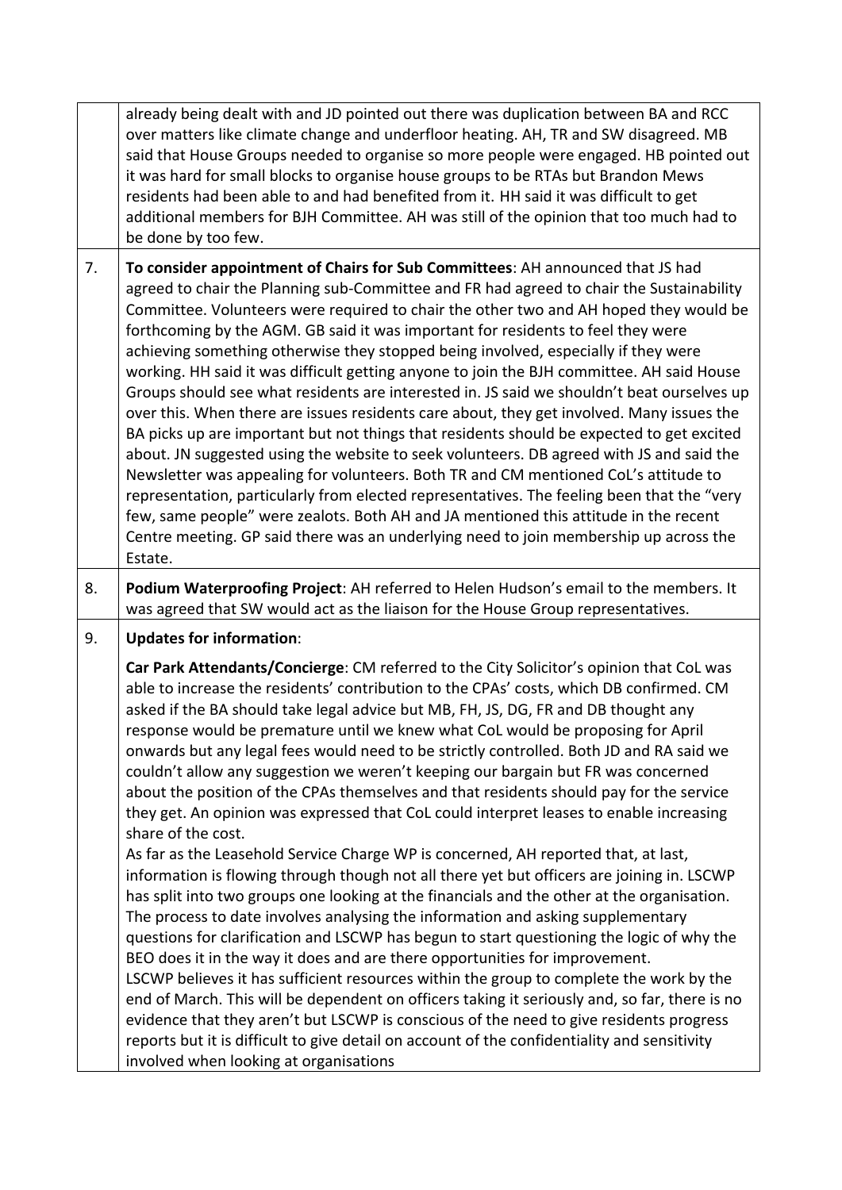|  |  |
|---|---|
|  | already being dealt with and JD pointed out there was duplication between BA and RCC over matters like climate change and underfloor heating. AH, TR and SW disagreed. MB said that House Groups needed to organise so more people were engaged. HB pointed out it was hard for small blocks to organise house groups to be RTAs but Brandon Mews residents had been able to and had benefited from it. HH said it was difficult to get additional members for BJH Committee. AH was still of the opinion that too much had to be done by too few. |
| 7. | **To consider appointment of Chairs for Sub Committees**: AH announced that JS had agreed to chair the Planning sub-Committee and FR had agreed to chair the Sustainability Committee. Volunteers were required to chair the other two and AH hoped they would be forthcoming by the AGM. GB said it was important for residents to feel they were achieving something otherwise they stopped being involved, especially if they were working. HH said it was difficult getting anyone to join the BJH committee. AH said House Groups should see what residents are interested in. JS said we shouldn't beat ourselves up over this. When there are issues residents care about, they get involved. Many issues the BA picks up are important but not things that residents should be expected to get excited about. JN suggested using the website to seek volunteers. DB agreed with JS and said the Newsletter was appealing for volunteers. Both TR and CM mentioned CoL's attitude to representation, particularly from elected representatives. The feeling been that the "very few, same people" were zealots. Both AH and JA mentioned this attitude in the recent Centre meeting. GP said there was an underlying need to join membership up across the Estate. |
| 8. | **Podium Waterproofing Project**: AH referred to Helen Hudson's email to the members. It was agreed that SW would act as the liaison for the House Group representatives. |
| 9. | **Updates for information**:<br><br>**Car Park Attendants/Concierge**: CM referred to the City Solicitor's opinion that CoL was able to increase the residents' contribution to the CPAs' costs, which DB confirmed. CM asked if the BA should take legal advice but MB, FH, JS, DG, FR and DB thought any response would be premature until we knew what CoL would be proposing for April onwards but any legal fees would need to be strictly controlled. Both JD and RA said we couldn't allow any suggestion we weren't keeping our bargain but FR was concerned about the position of the CPAs themselves and that residents should pay for the service they get. An opinion was expressed that CoL could interpret leases to enable increasing share of the cost.<br>As far as the Leasehold Service Charge WP is concerned, AH reported that, at last, information is flowing through though not all there yet but officers are joining in. LSCWP has split into two groups one looking at the financials and the other at the organisation. The process to date involves analysing the information and asking supplementary questions for clarification and LSCWP has begun to start questioning the logic of why the BEO does it in the way it does and are there opportunities for improvement.<br>LSCWP believes it has sufficient resources within the group to complete the work by the end of March. This will be dependent on officers taking it seriously and, so far, there is no evidence that they aren't but LSCWP is conscious of the need to give residents progress reports but it is difficult to give detail on account of the confidentiality and sensitivity involved when looking at organisations |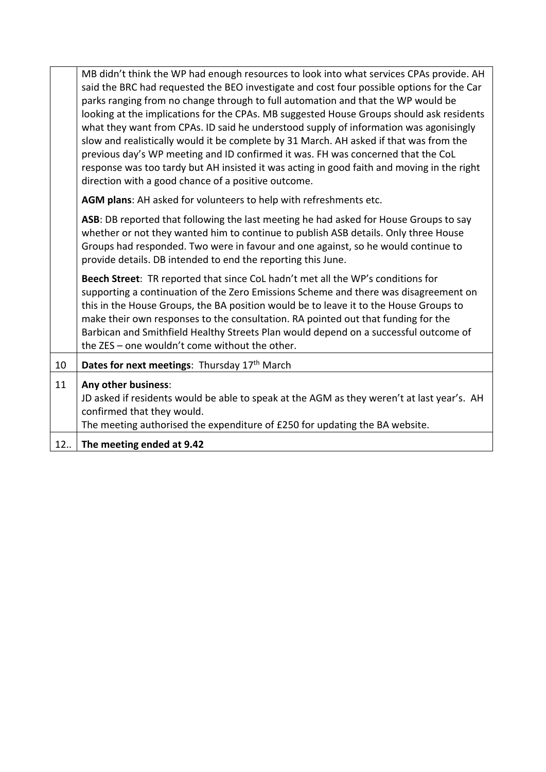| | |
|---|---|
| | MB didn't think the WP had enough resources to look into what services CPAs provide. AH said the BRC had requested the BEO investigate and cost four possible options for the Car parks ranging from no change through to full automation and that the WP would be looking at the implications for the CPAs. MB suggested House Groups should ask residents what they want from CPAs. ID said he understood supply of information was agonisingly slow and realistically would it be complete by 31 March. AH asked if that was from the previous day's WP meeting and ID confirmed it was. FH was concerned that the CoL response was too tardy but AH insisted it was acting in good faith and moving in the right direction with a good chance of a positive outcome.<br><br>**AGM plans**: AH asked for volunteers to help with refreshments etc.<br><br>**ASB**: DB reported that following the last meeting he had asked for House Groups to say whether or not they wanted him to continue to publish ASB details. Only three House Groups had responded. Two were in favour and one against, so he would continue to provide details. DB intended to end the reporting this June.<br><br>**Beech Street**: TR reported that since CoL hadn't met all the WP's conditions for supporting a continuation of the Zero Emissions Scheme and there was disagreement on this in the House Groups, the BA position would be to leave it to the House Groups to make their own responses to the consultation. RA pointed out that funding for the Barbican and Smithfield Healthy Streets Plan would depend on a successful outcome of the ZES – one wouldn't come without the other. |
| 10 | **Dates for next meetings**: Thursday 17th March |
| 11 | **Any other business**:<br>JD asked if residents would be able to speak at the AGM as they weren't at last year's. AH confirmed that they would.<br>The meeting authorised the expenditure of £250 for updating the BA website. |
| 12.. | **The meeting ended at 9.42** |